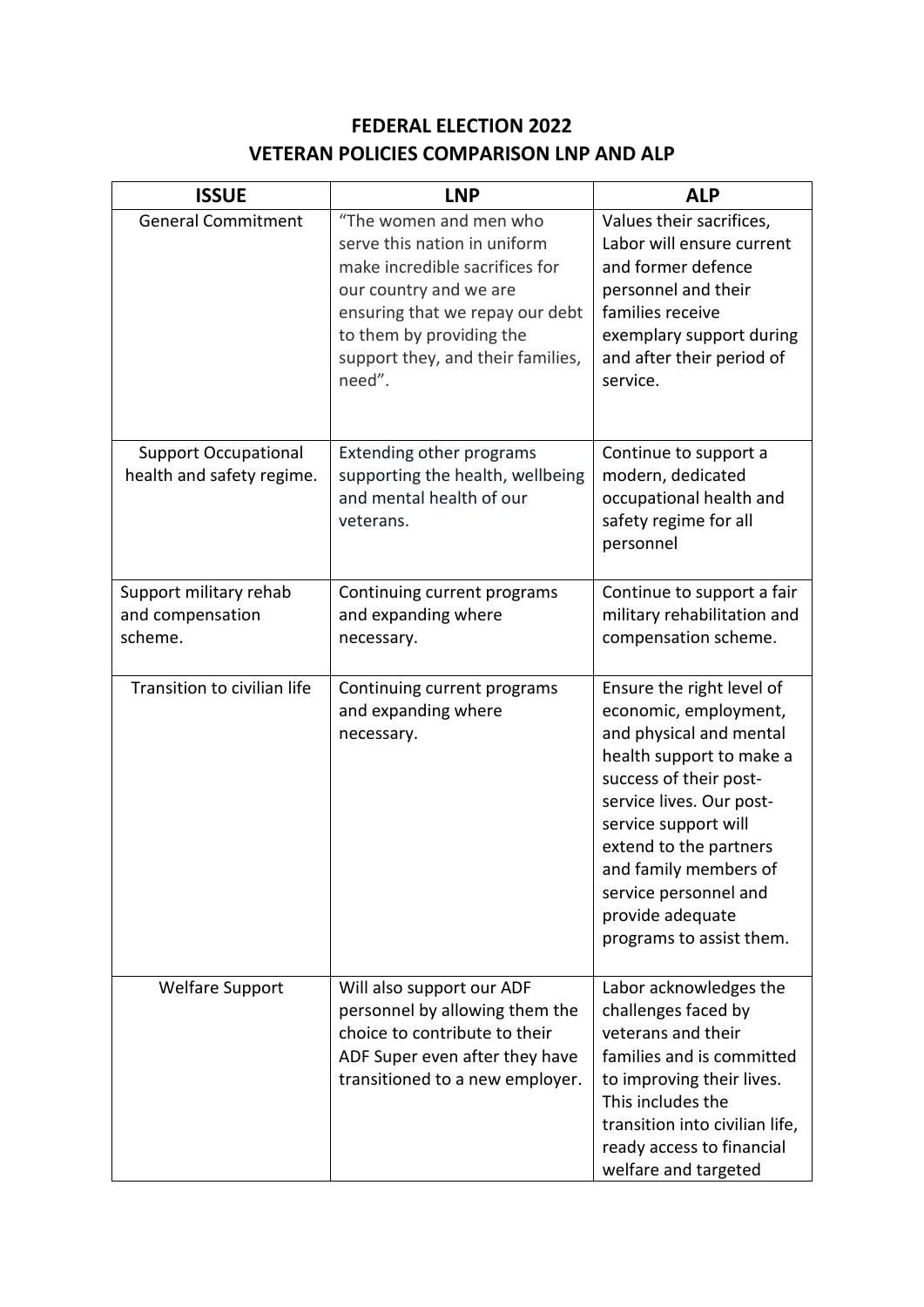# FEDERAL ELECTION 2022
# VETERAN POLICIES COMPARISON LNP AND ALP

| ISSUE | LNP | ALP |
|---|---|---|
| General Commitment | "The women and men who serve this nation in uniform make incredible sacrifices for our country and we are ensuring that we repay our debt to them by providing the support they, and their families, need". | Values their sacrifices, Labor will ensure current and former defence personnel and their families receive exemplary support during and after their period of service. |
| Support Occupational health and safety regime. | Extending other programs supporting the health, wellbeing and mental health of our veterans. | Continue to support a modern, dedicated occupational health and safety regime for all personnel |
| Support military rehab and compensation scheme. | Continuing current programs and expanding where necessary. | Continue to support a fair military rehabilitation and compensation scheme. |
| Transition to civilian life | Continuing current programs and expanding where necessary. | Ensure the right level of economic, employment, and physical and mental health support to make a success of their post-service lives. Our post-service support will extend to the partners and family members of service personnel and provide adequate programs to assist them. |
| Welfare Support | Will also support our ADF personnel by allowing them the choice to contribute to their ADF Super even after they have transitioned to a new employer. | Labor acknowledges the challenges faced by veterans and their families and is committed to improving their lives. This includes the transition into civilian life, ready access to financial welfare and targeted |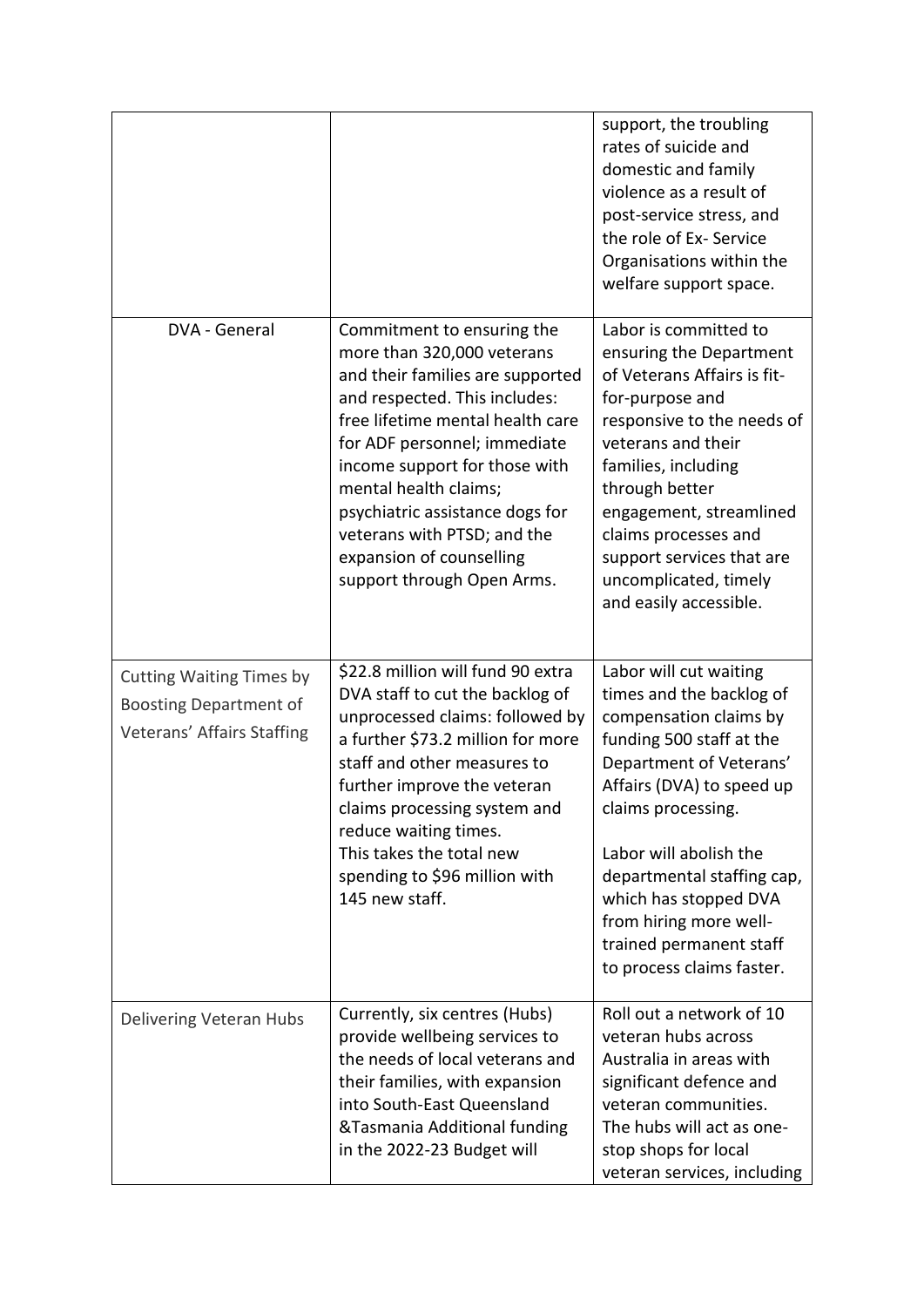| | | |
|---|---|---|
| | | support, the troubling rates of suicide and domestic and family violence as a result of post-service stress, and the role of Ex- Service Organisations within the welfare support space. |
| DVA - General | Commitment to ensuring the more than 320,000 veterans and their families are supported and respected. This includes: free lifetime mental health care for ADF personnel; immediate income support for those with mental health claims; psychiatric assistance dogs for veterans with PTSD; and the expansion of counselling support through Open Arms. | Labor is committed to ensuring the Department of Veterans Affairs is fit-for-purpose and responsive to the needs of veterans and their families, including through better engagement, streamlined claims processes and support services that are uncomplicated, timely and easily accessible. |
| Cutting Waiting Times by Boosting Department of Veterans' Affairs Staffing | \$22.8 million will fund 90 extra DVA staff to cut the backlog of unprocessed claims: followed by a further \$73.2 million for more staff and other measures to further improve the veteran claims processing system and reduce waiting times.<br>This takes the total new spending to \$96 million with 145 new staff. | Labor will cut waiting times and the backlog of compensation claims by funding 500 staff at the Department of Veterans' Affairs (DVA) to speed up claims processing.<br><br>Labor will abolish the departmental staffing cap, which has stopped DVA from hiring more well-trained permanent staff to process claims faster. |
| Delivering Veteran Hubs | Currently, six centres (Hubs) provide wellbeing services to the needs of local veterans and their families, with expansion into South-East Queensland &Tasmania Additional funding in the 2022-23 Budget will | Roll out a network of 10 veteran hubs across Australia in areas with significant defence and veteran communities. The hubs will act as one-stop shops for local veteran services, including |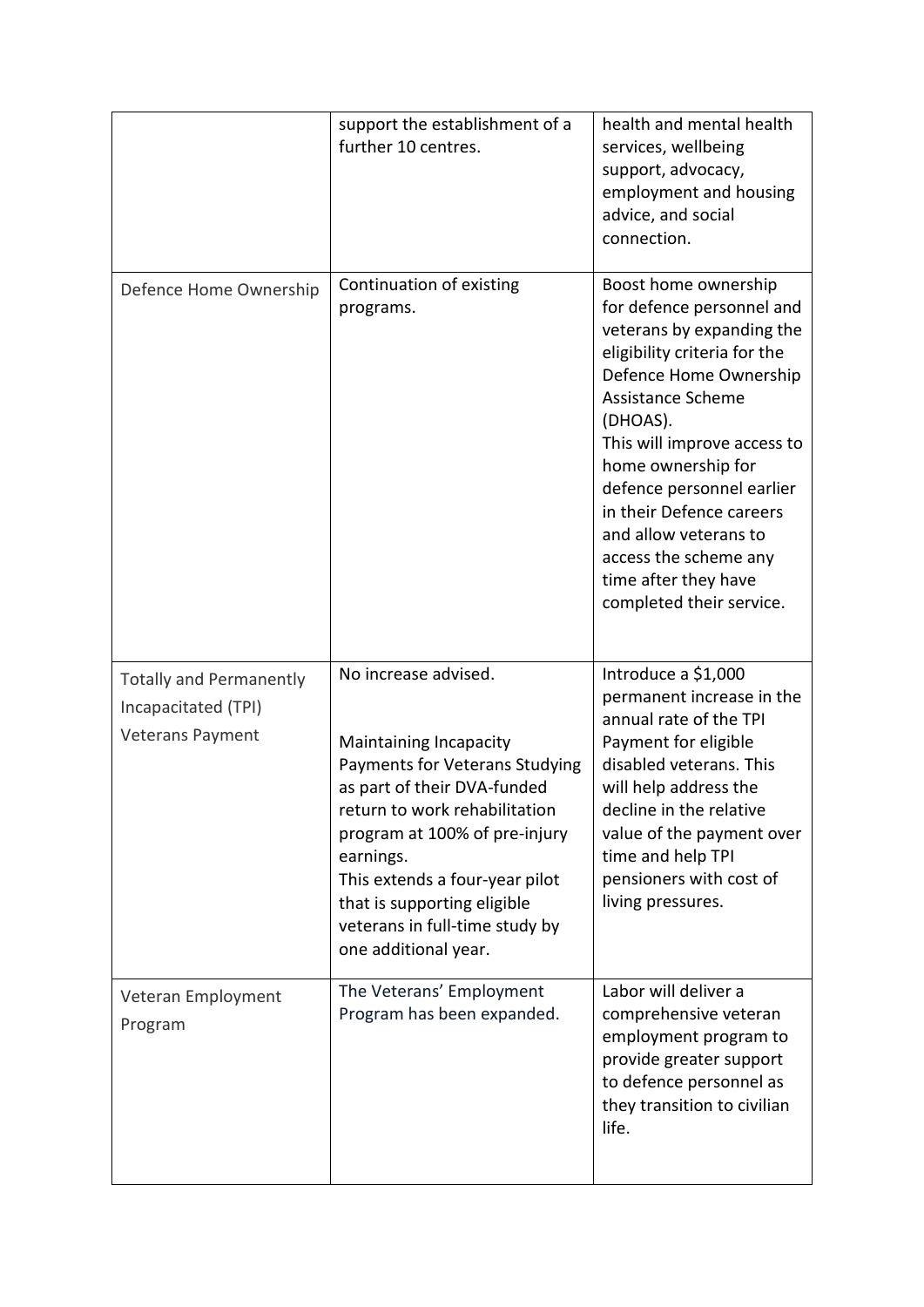| | | |
|---|---|---|
| | support the establishment of a further 10 centres. | health and mental health services, wellbeing support, advocacy, employment and housing advice, and social connection. |
| Defence Home Ownership | Continuation of existing programs. | Boost home ownership for defence personnel and veterans by expanding the eligibility criteria for the Defence Home Ownership Assistance Scheme (DHOAS).<br>This will improve access to home ownership for defence personnel earlier in their Defence careers and allow veterans to access the scheme any time after they have completed their service. |
| Totally and Permanently Incapacitated (TPI) Veterans Payment | No increase advised.<br><br>Maintaining Incapacity Payments for Veterans Studying as part of their DVA-funded return to work rehabilitation program at 100% of pre-injury earnings.<br>This extends a four-year pilot that is supporting eligible veterans in full-time study by one additional year. | Introduce a $1,000 permanent increase in the annual rate of the TPI Payment for eligible disabled veterans. This will help address the decline in the relative value of the payment over time and help TPI pensioners with cost of living pressures. |
| Veteran Employment Program | The Veterans' Employment Program has been expanded. | Labor will deliver a comprehensive veteran employment program to provide greater support to defence personnel as they transition to civilian life. |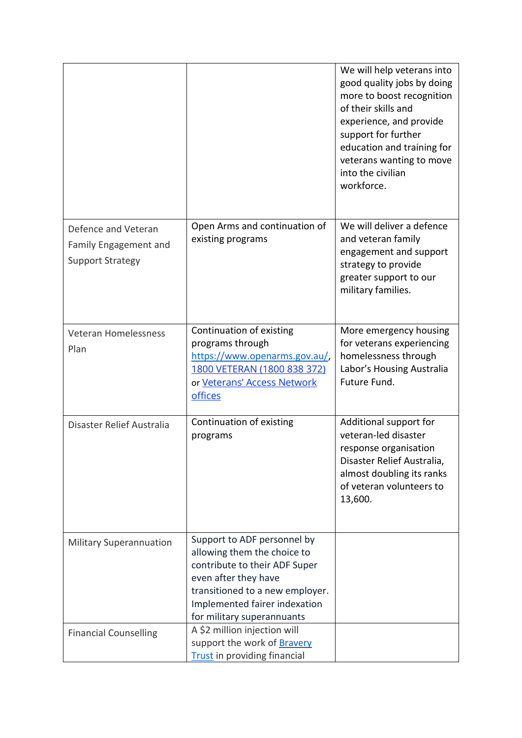| | | |
|---|---|---|
| | | We will help veterans into good quality jobs by doing more to boost recognition of their skills and experience, and provide support for further education and training for veterans wanting to move into the civilian workforce. |
| Defence and Veteran Family Engagement and Support Strategy | Open Arms and continuation of existing programs | We will deliver a defence and veteran family engagement and support strategy to provide greater support to our military families. |
| Veteran Homelessness Plan | Continuation of existing programs through [https://www.openarms.gov.au/](https://www.openarms.gov.au/), 1800 VETERAN (1800 838 372) or Veterans' Access Network offices | More emergency housing for veterans experiencing homelessness through Labor's Housing Australia Future Fund. |
| Disaster Relief Australia | Continuation of existing programs | Additional support for veteran-led disaster response organisation Disaster Relief Australia, almost doubling its ranks of veteran volunteers to 13,600. |
| Military Superannuation | Support to ADF personnel by allowing them the choice to contribute to their ADF Super even after they have transitioned to a new employer. Implemented fairer indexation for military superannuants | |
| Financial Counselling | A $2 million injection will support the work of Bravery Trust in providing financial | |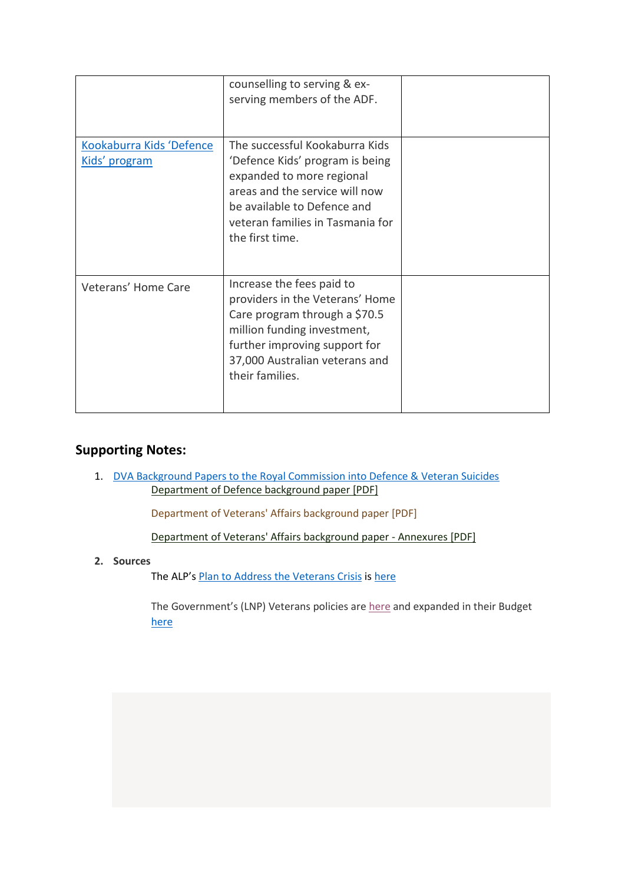| | | |
|---|---|---|
| | counselling to serving & ex-serving members of the ADF. | |
| Kookaburra Kids 'Defence Kids' program | The successful Kookaburra Kids 'Defence Kids' program is being expanded to more regional areas and the service will now be available to Defence and veteran families in Tasmania for the first time. | |
| Veterans' Home Care | Increase the fees paid to providers in the Veterans' Home Care program through a $70.5 million funding investment, further improving support for 37,000 Australian veterans and their families. | |

## Supporting Notes:

1. DVA Background Papers to the Royal Commission into Defence & Veteran Suicides

   Department of Defence background paper [PDF]

   Department of Veterans' Affairs background paper [PDF]

   Department of Veterans' Affairs background paper - Annexures [PDF]

2. **Sources**

   The ALP's Plan to Address the Veterans Crisis is here

   The Government's (LNP) Veterans policies are here and expanded in their Budget here